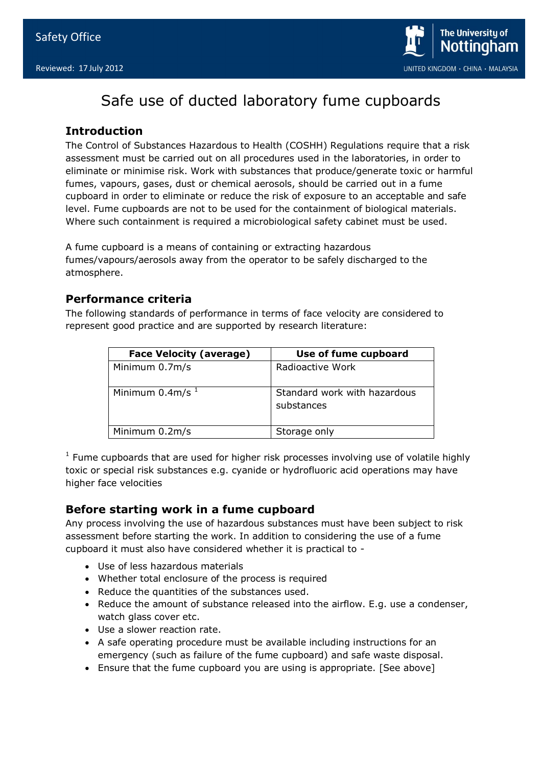# Safe use of ducted laboratory fume cupboards

## Introduction

The Control of Substances Hazardous to Health (COSHH) Regulations require that a risk assessment must be carried out on all procedures used in the laboratories, in order to eliminate or minimise risk. Work with substances that produce/generate toxic or harmful fumes, vapours, gases, dust or chemical aerosols, should be carried out in a fume cupboard in order to eliminate or reduce the risk of exposure to an acceptable and safe level. Fume cupboards are not to be used for the containment of biological materials. Where such containment is required a microbiological safety cabinet must be used.

A fume cupboard is a means of containing or extracting hazardous fumes/vapours/aerosols away from the operator to be safely discharged to the atmosphere.

## Performance criteria

The following standards of performance in terms of face velocity are considered to represent good practice and are supported by research literature:

| Face Velocity (average) | Use of fume cupboard |
|---|---|
| Minimum 0.7m/s | Radioactive Work |
| Minimum 0.4m/s [1] | Standard work with hazardous substances |
| Minimum 0.2m/s | Storage only |

[1] Fume cupboards that are used for higher risk processes involving use of volatile highly toxic or special risk substances e.g. cyanide or hydrofluoric acid operations may have higher face velocities

## Before starting work in a fume cupboard

Any process involving the use of hazardous substances must have been subject to risk assessment before starting the work. In addition to considering the use of a fume cupboard it must also have considered whether it is practical to -

- Use of less hazardous materials
- Whether total enclosure of the process is required
- Reduce the quantities of the substances used.
- Reduce the amount of substance released into the airflow. E.g. use a condenser, watch glass cover etc.
- Use a slower reaction rate.
- A safe operating procedure must be available including instructions for an emergency (such as failure of the fume cupboard) and safe waste disposal.
- Ensure that the fume cupboard you are using is appropriate. [See above]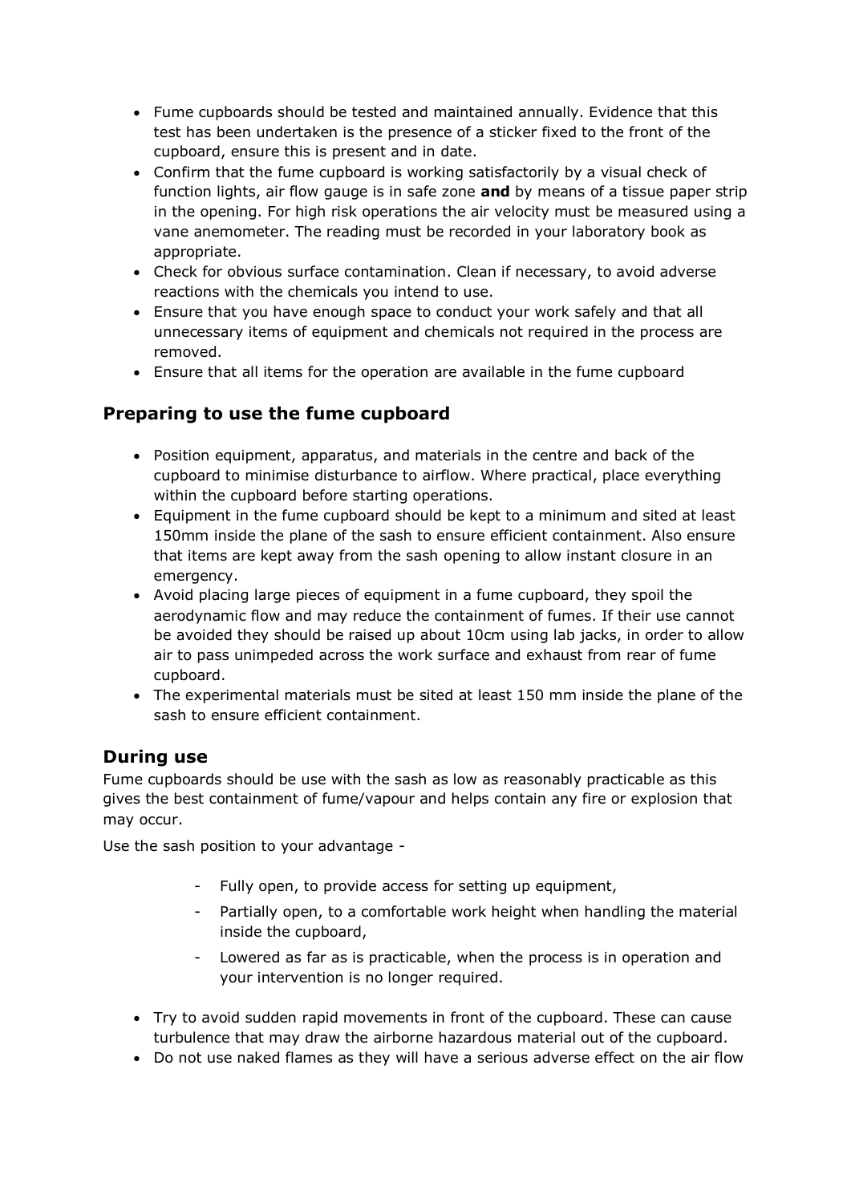- Fume cupboards should be tested and maintained annually. Evidence that this test has been undertaken is the presence of a sticker fixed to the front of the cupboard, ensure this is present and in date.
- Confirm that the fume cupboard is working satisfactorily by a visual check of function lights, air flow gauge is in safe zone **and** by means of a tissue paper strip in the opening. For high risk operations the air velocity must be measured using a vane anemometer. The reading must be recorded in your laboratory book as appropriate.
- Check for obvious surface contamination. Clean if necessary, to avoid adverse reactions with the chemicals you intend to use.
- Ensure that you have enough space to conduct your work safely and that all unnecessary items of equipment and chemicals not required in the process are removed.
- Ensure that all items for the operation are available in the fume cupboard

## Preparing to use the fume cupboard

- Position equipment, apparatus, and materials in the centre and back of the cupboard to minimise disturbance to airflow. Where practical, place everything within the cupboard before starting operations.
- Equipment in the fume cupboard should be kept to a minimum and sited at least 150mm inside the plane of the sash to ensure efficient containment. Also ensure that items are kept away from the sash opening to allow instant closure in an emergency.
- Avoid placing large pieces of equipment in a fume cupboard, they spoil the aerodynamic flow and may reduce the containment of fumes. If their use cannot be avoided they should be raised up about 10cm using lab jacks, in order to allow air to pass unimpeded across the work surface and exhaust from rear of fume cupboard.
- The experimental materials must be sited at least 150 mm inside the plane of the sash to ensure efficient containment.

## During use

Fume cupboards should be use with the sash as low as reasonably practicable as this gives the best containment of fume/vapour and helps contain any fire or explosion that may occur.

Use the sash position to your advantage -

- Fully open, to provide access for setting up equipment,
- Partially open, to a comfortable work height when handling the material inside the cupboard,
- Lowered as far as is practicable, when the process is in operation and your intervention is no longer required.

- Try to avoid sudden rapid movements in front of the cupboard. These can cause turbulence that may draw the airborne hazardous material out of the cupboard.
- Do not use naked flames as they will have a serious adverse effect on the air flow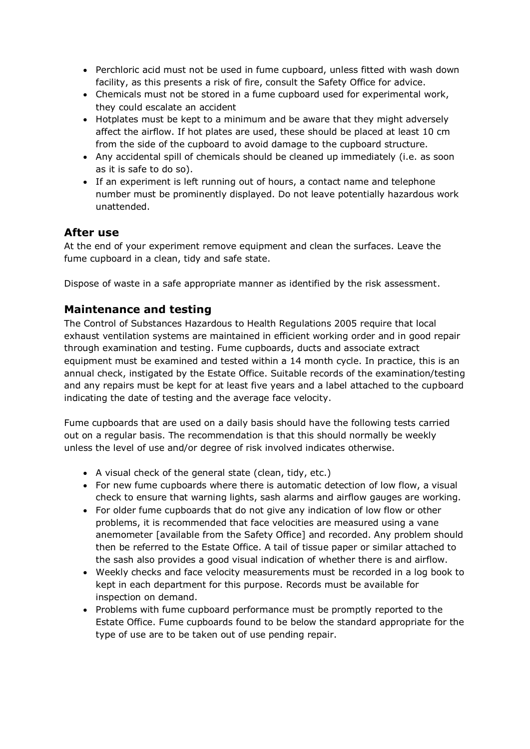- Perchloric acid must not be used in fume cupboard, unless fitted with wash down facility, as this presents a risk of fire, consult the Safety Office for advice.
- Chemicals must not be stored in a fume cupboard used for experimental work, they could escalate an accident
- Hotplates must be kept to a minimum and be aware that they might adversely affect the airflow. If hot plates are used, these should be placed at least 10 cm from the side of the cupboard to avoid damage to the cupboard structure.
- Any accidental spill of chemicals should be cleaned up immediately (i.e. as soon as it is safe to do so).
- If an experiment is left running out of hours, a contact name and telephone number must be prominently displayed. Do not leave potentially hazardous work unattended.

## After use

At the end of your experiment remove equipment and clean the surfaces. Leave the fume cupboard in a clean, tidy and safe state.

Dispose of waste in a safe appropriate manner as identified by the risk assessment.

## Maintenance and testing

The Control of Substances Hazardous to Health Regulations 2005 require that local exhaust ventilation systems are maintained in efficient working order and in good repair through examination and testing. Fume cupboards, ducts and associate extract equipment must be examined and tested within a 14 month cycle. In practice, this is an annual check, instigated by the Estate Office. Suitable records of the examination/testing and any repairs must be kept for at least five years and a label attached to the cupboard indicating the date of testing and the average face velocity.

Fume cupboards that are used on a daily basis should have the following tests carried out on a regular basis. The recommendation is that this should normally be weekly unless the level of use and/or degree of risk involved indicates otherwise.

- A visual check of the general state (clean, tidy, etc.)
- For new fume cupboards where there is automatic detection of low flow, a visual check to ensure that warning lights, sash alarms and airflow gauges are working.
- For older fume cupboards that do not give any indication of low flow or other problems, it is recommended that face velocities are measured using a vane anemometer [available from the Safety Office] and recorded. Any problem should then be referred to the Estate Office. A tail of tissue paper or similar attached to the sash also provides a good visual indication of whether there is and airflow.
- Weekly checks and face velocity measurements must be recorded in a log book to kept in each department for this purpose. Records must be available for inspection on demand.
- Problems with fume cupboard performance must be promptly reported to the Estate Office. Fume cupboards found to be below the standard appropriate for the type of use are to be taken out of use pending repair.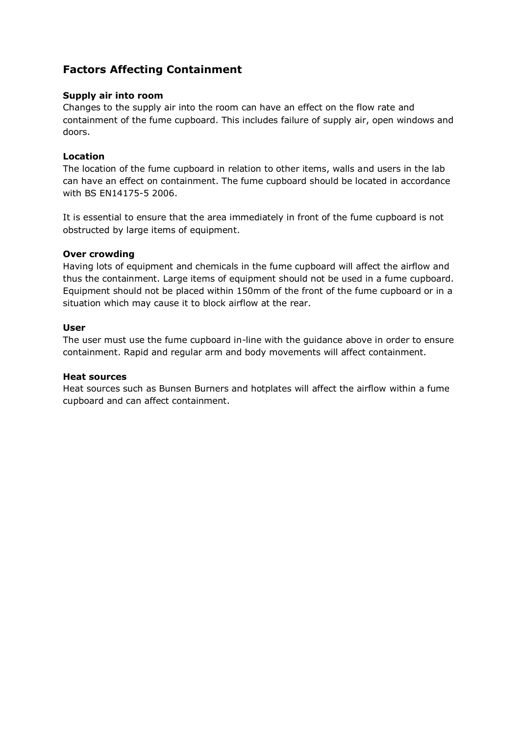## Factors Affecting Containment

**Supply air into room**
Changes to the supply air into the room can have an effect on the flow rate and containment of the fume cupboard. This includes failure of supply air, open windows and doors.

**Location**
The location of the fume cupboard in relation to other items, walls and users in the lab can have an effect on containment. The fume cupboard should be located in accordance with BS EN14175-5 2006.

It is essential to ensure that the area immediately in front of the fume cupboard is not obstructed by large items of equipment.

**Over crowding**
Having lots of equipment and chemicals in the fume cupboard will affect the airflow and thus the containment. Large items of equipment should not be used in a fume cupboard. Equipment should not be placed within 150mm of the front of the fume cupboard or in a situation which may cause it to block airflow at the rear.

**User**
The user must use the fume cupboard in-line with the guidance above in order to ensure containment. Rapid and regular arm and body movements will affect containment.

**Heat sources**
Heat sources such as Bunsen Burners and hotplates will affect the airflow within a fume cupboard and can affect containment.